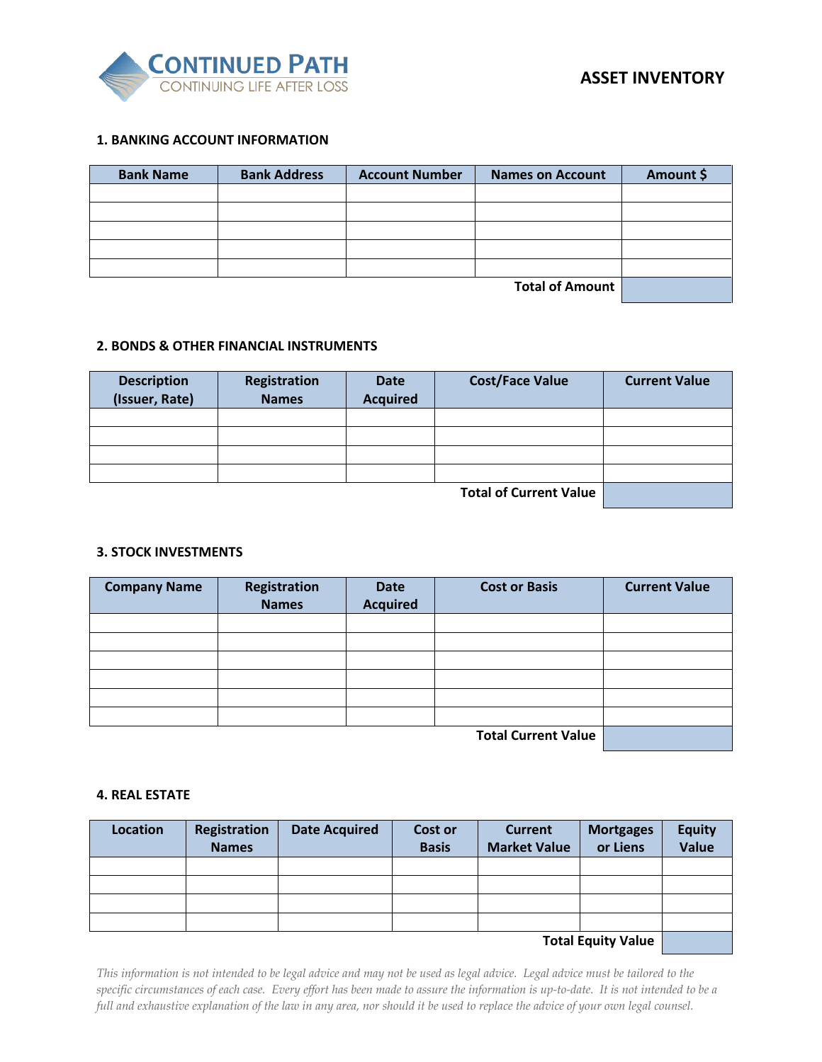**CONTINUED PATH**
CONTINUING LIFE AFTER LOSS

# ASSET INVENTORY

## 1. BANKING ACCOUNT INFORMATION

| Bank Name | Bank Address | Account Number | Names on Account | Amount $ |
|---|---|---|---|---|
| | | | | |
| | | | | |
| | | | | |
| | | | | |
| | | | | |
| | | | **Total of Amount** | |

## 2. BONDS & OTHER FINANCIAL INSTRUMENTS

| Description (Issuer, Rate) | Registration Names | Date Acquired | Cost/Face Value | Current Value |
|---|---|---|---|---|
| | | | | |
| | | | | |
| | | | | |
| | | | | |
| | | | **Total of Current Value** | |

## 3. STOCK INVESTMENTS

| Company Name | Registration Names | Date Acquired | Cost or Basis | Current Value |
|---|---|---|---|---|
| | | | | |
| | | | | |
| | | | | |
| | | | | |
| | | | | |
| | | | | |
| | | | **Total Current Value** | |

## 4. REAL ESTATE

| Location | Registration Names | Date Acquired | Cost or Basis | Current Market Value | Mortgages or Liens | Equity Value |
|---|---|---|---|---|---|---|
| | | | | | | |
| | | | | | | |
| | | | | | | |
| | | | | | | |
| | | | | | **Total Equity Value** | |

*This information is not intended to be legal advice and may not be used as legal advice. Legal advice must be tailored to the specific circumstances of each case. Every effort has been made to assure the information is up-to-date. It is not intended to be a full and exhaustive explanation of the law in any area, nor should it be used to replace the advice of your own legal counsel.*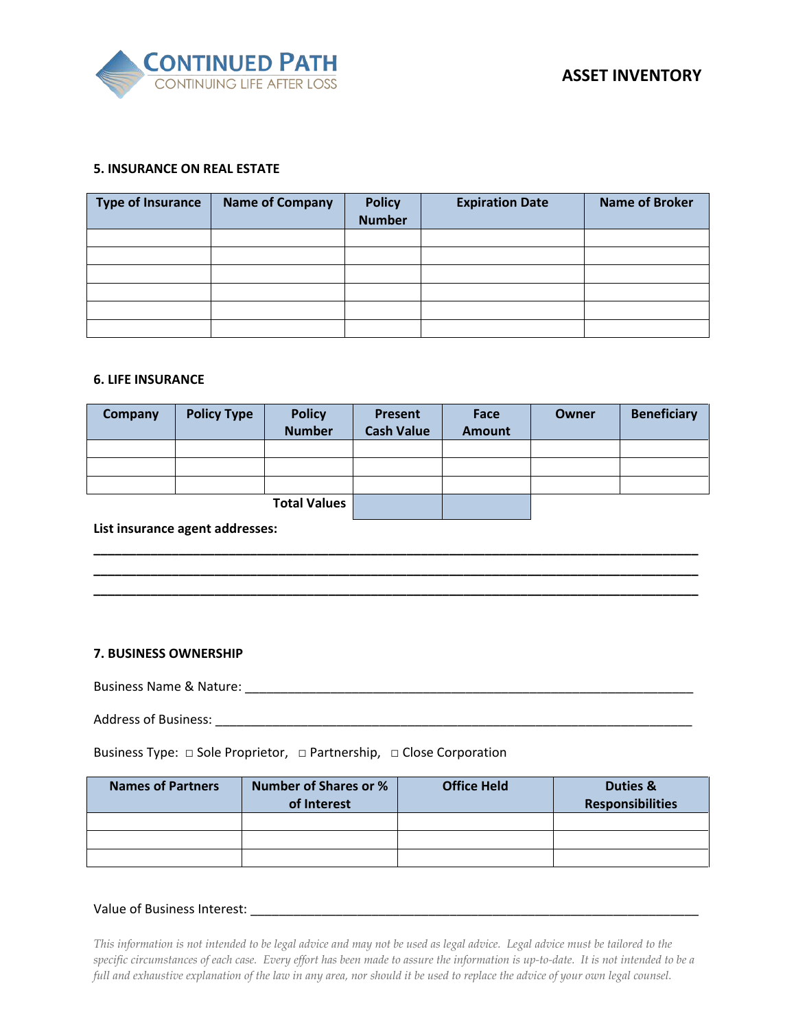## 5. INSURANCE ON REAL ESTATE

| Type of Insurance | Name of Company | Policy Number | Expiration Date | Name of Broker |
|---|---|---|---|---|
| | | | | |
| | | | | |
| | | | | |
| | | | | |
| | | | | |
| | | | | |

## 6. LIFE INSURANCE

| Company | Policy Type | Policy Number | Present Cash Value | Face Amount | Owner | Beneficiary |
|---|---|---|---|---|---|---|
| | | | | | | |
| | | | | | | |
| | | | | | | |
| | | **Total Values** | | | | |

**List insurance agent addresses:**

___________________________________________________________________________

___________________________________________________________________________

___________________________________________________________________________

## 7. BUSINESS OWNERSHIP

Business Name & Nature: ___________________________________________________________

Address of Business: ______________________________________________________________

Business Type: □ Sole Proprietor, □ Partnership, □ Close Corporation

| Names of Partners | Number of Shares or % of Interest | Office Held | Duties & Responsibilities |
|---|---|---|---|
| | | | |
| | | | |
| | | | |

Value of Business Interest: _________________________________________________________

*This information is not intended to be legal advice and may not be used as legal advice. Legal advice must be tailored to the specific circumstances of each case. Every effort has been made to assure the information is up-to-date. It is not intended to be a full and exhaustive explanation of the law in any area, nor should it be used to replace the advice of your own legal counsel.*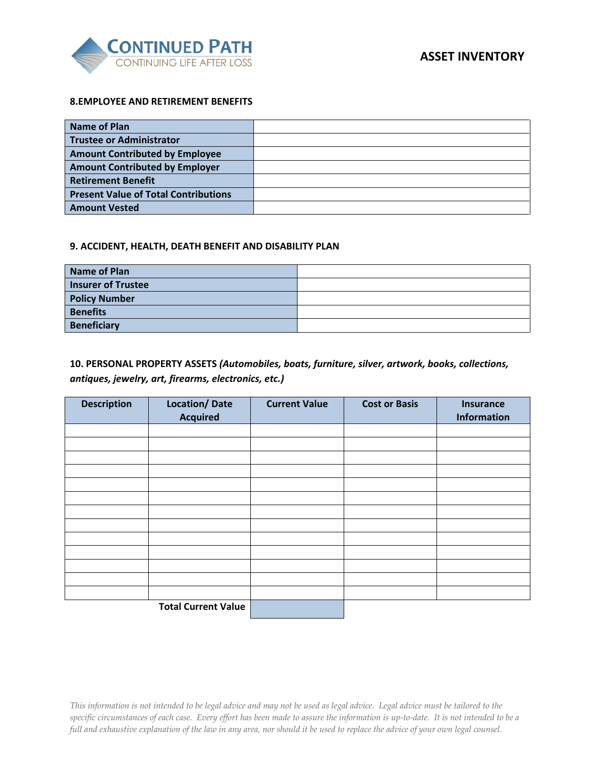**ASSET INVENTORY**

### 8.EMPLOYEE AND RETIREMENT BENEFITS

| | |
|---|---|
| **Name of Plan** | |
| **Trustee or Administrator** | |
| **Amount Contributed by Employee** | |
| **Amount Contributed by Employer** | |
| **Retirement Benefit** | |
| **Present Value of Total Contributions** | |
| **Amount Vested** | |

### 9. ACCIDENT, HEALTH, DEATH BENEFIT AND DISABILITY PLAN

| | |
|---|---|
| **Name of Plan** | |
| **Insurer of Trustee** | |
| **Policy Number** | |
| **Benefits** | |
| **Beneficiary** | |

### 10. PERSONAL PROPERTY ASSETS *(Automobiles, boats, furniture, silver, artwork, books, collections, antiques, jewelry, art, firearms, electronics, etc.)*

| Description | Location/ Date Acquired | Current Value | Cost or Basis | Insurance Information |
|---|---|---|---|---|
| | | | | |
| | | | | |
| | | | | |
| | | | | |
| | | | | |
| | | | | |
| | | | | |
| | | | | |
| | | | | |
| | | | | |
| | | | | |
| | | | | |
| | | | | |
| | **Total Current Value** | | | |

*This information is not intended to be legal advice and may not be used as legal advice. Legal advice must be tailored to the specific circumstances of each case. Every effort has been made to assure the information is up-to-date. It is not intended to be a full and exhaustive explanation of the law in any area, nor should it be used to replace the advice of your own legal counsel.*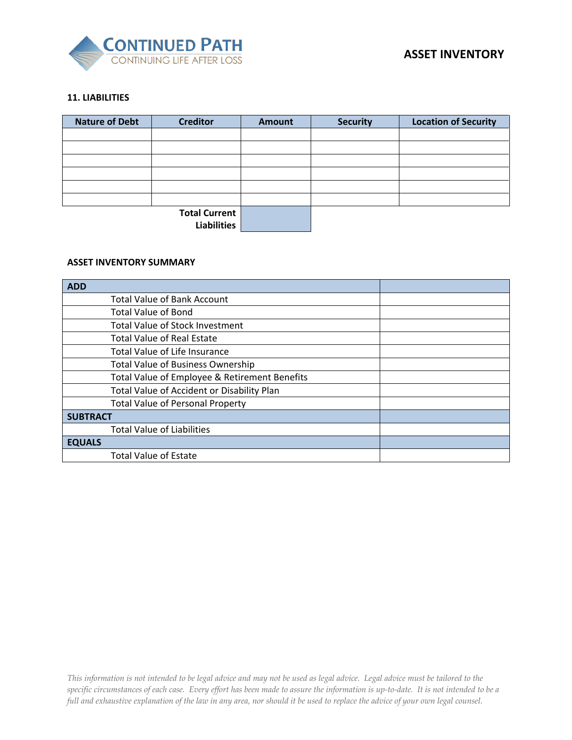## 11. LIABILITIES

| Nature of Debt | Creditor | Amount | Security | Location of Security |
|---|---|---|---|---|
| | | | | |
| | | | | |
| | | | | |
| | | | | |
| | | | | |
| | | | | |
| | **Total Current Liabilities** | | | |

## ASSET INVENTORY SUMMARY

| | |
|---|---|
| **ADD** | |
| Total Value of Bank Account | |
| Total Value of Bond | |
| Total Value of Stock Investment | |
| Total Value of Real Estate | |
| Total Value of Life Insurance | |
| Total Value of Business Ownership | |
| Total Value of Employee & Retirement Benefits | |
| Total Value of Accident or Disability Plan | |
| Total Value of Personal Property | |
| **SUBTRACT** | |
| Total Value of Liabilities | |
| **EQUALS** | |
| Total Value of Estate | |

*This information is not intended to be legal advice and may not be used as legal advice. Legal advice must be tailored to the specific circumstances of each case. Every effort has been made to assure the information is up-to-date. It is not intended to be a full and exhaustive explanation of the law in any area, nor should it be used to replace the advice of your own legal counsel.*